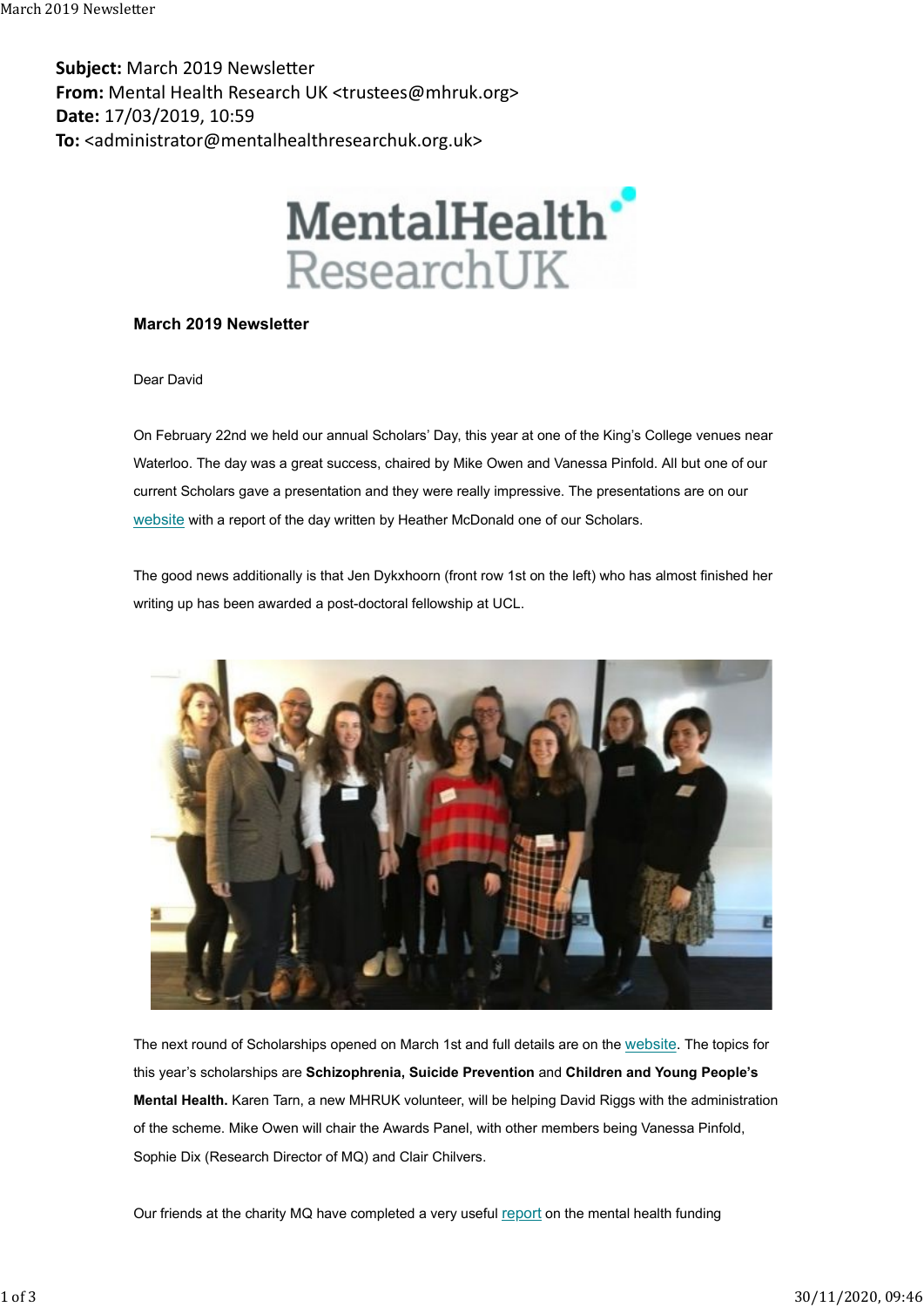**Subject:** March 2019 Newsletter
**From:** Mental Health Research UK <trustees@mhruk.org>
**Date:** 17/03/2019, 10:59
**To:** <administrator@mentalhealthresearchuk.org.uk>

**March 2019 Newsletter**

Dear David

On February 22nd we held our annual Scholars' Day, this year at one of the King's College venues near Waterloo. The day was a great success, chaired by Mike Owen and Vanessa Pinfold. All but one of our current Scholars gave a presentation and they were really impressive. The presentations are on our website with a report of the day written by Heather McDonald one of our Scholars.

The good news additionally is that Jen Dykxhoorn (front row 1st on the left) who has almost finished her writing up has been awarded a post-doctoral fellowship at UCL.

The next round of Scholarships opened on March 1st and full details are on the website. The topics for this year's scholarships are **Schizophrenia, Suicide Prevention** and **Children and Young People's Mental Health.** Karen Tarn, a new MHRUK volunteer, will be helping David Riggs with the administration of the scheme. Mike Owen will chair the Awards Panel, with other members being Vanessa Pinfold, Sophie Dix (Research Director of MQ) and Clair Chilvers.

Our friends at the charity MQ have completed a very useful report on the mental health funding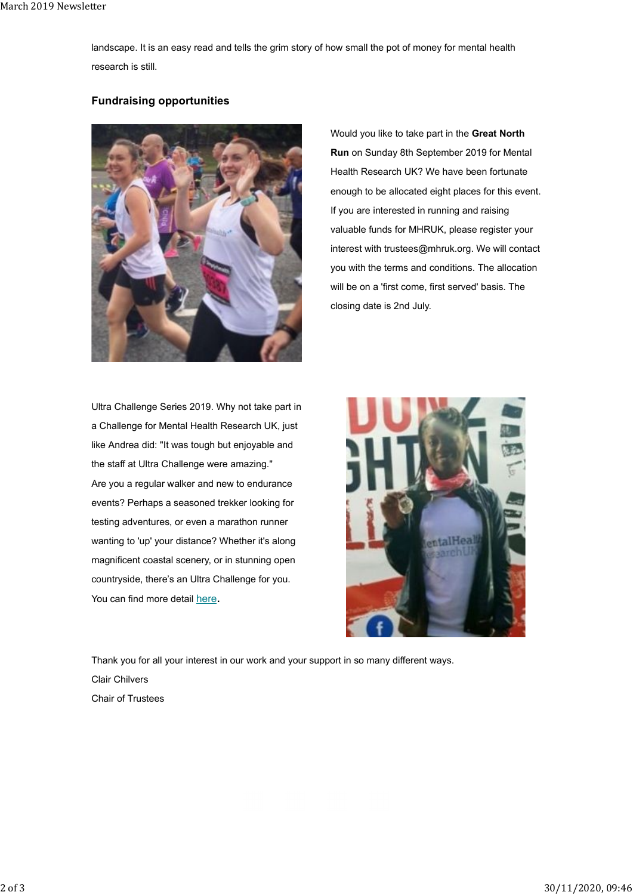landscape. It is an easy read and tells the grim story of how small the pot of money for mental health research is still.

## Fundraising opportunities

Would you like to take part in the **Great North Run** on Sunday 8th September 2019 for Mental Health Research UK? We have been fortunate enough to be allocated eight places for this event. If you are interested in running and raising valuable funds for MHRUK, please register your interest with trustees@mhruk.org. We will contact you with the terms and conditions. The allocation will be on a 'first come, first served' basis. The closing date is 2nd July.

Ultra Challenge Series 2019. Why not take part in a Challenge for Mental Health Research UK, just like Andrea did: "It was tough but enjoyable and the staff at Ultra Challenge were amazing."

Are you a regular walker and new to endurance events? Perhaps a seasoned trekker looking for testing adventures, or even a marathon runner wanting to 'up' your distance? Whether it's along magnificent coastal scenery, or in stunning open countryside, there's an Ultra Challenge for you. You can find more detail here**.**

Thank you for all your interest in our work and your support in so many different ways.

Clair Chilvers

Chair of Trustees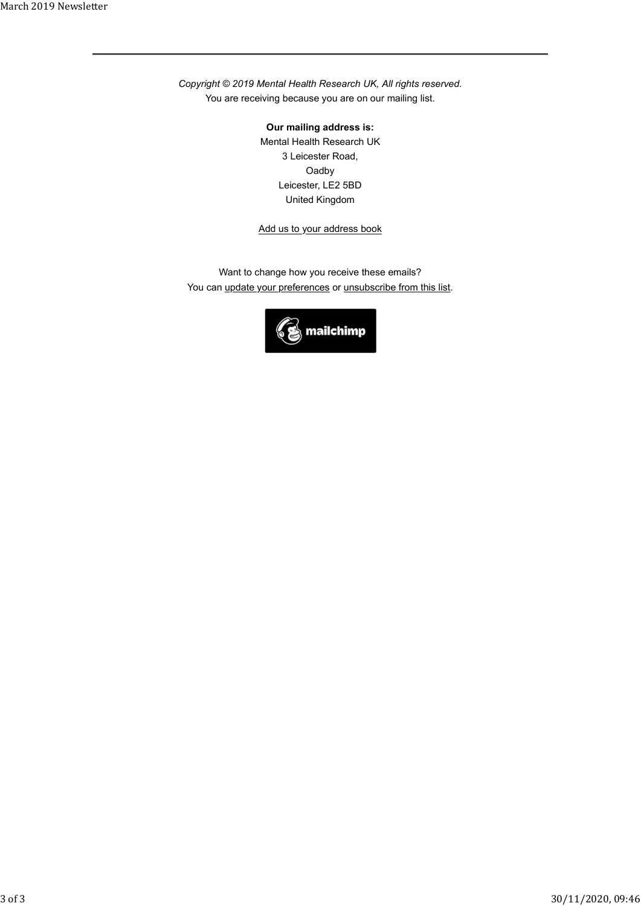---

*Copyright © 2019 Mental Health Research UK, All rights reserved.*
You are receiving because you are on our mailing list.

**Our mailing address is:**
Mental Health Research UK
3 Leicester Road,
Oadby
Leicester, LE2 5BD
United Kingdom

Add us to your address book

Want to change how you receive these emails?
You can update your preferences or unsubscribe from this list.

mailchimp